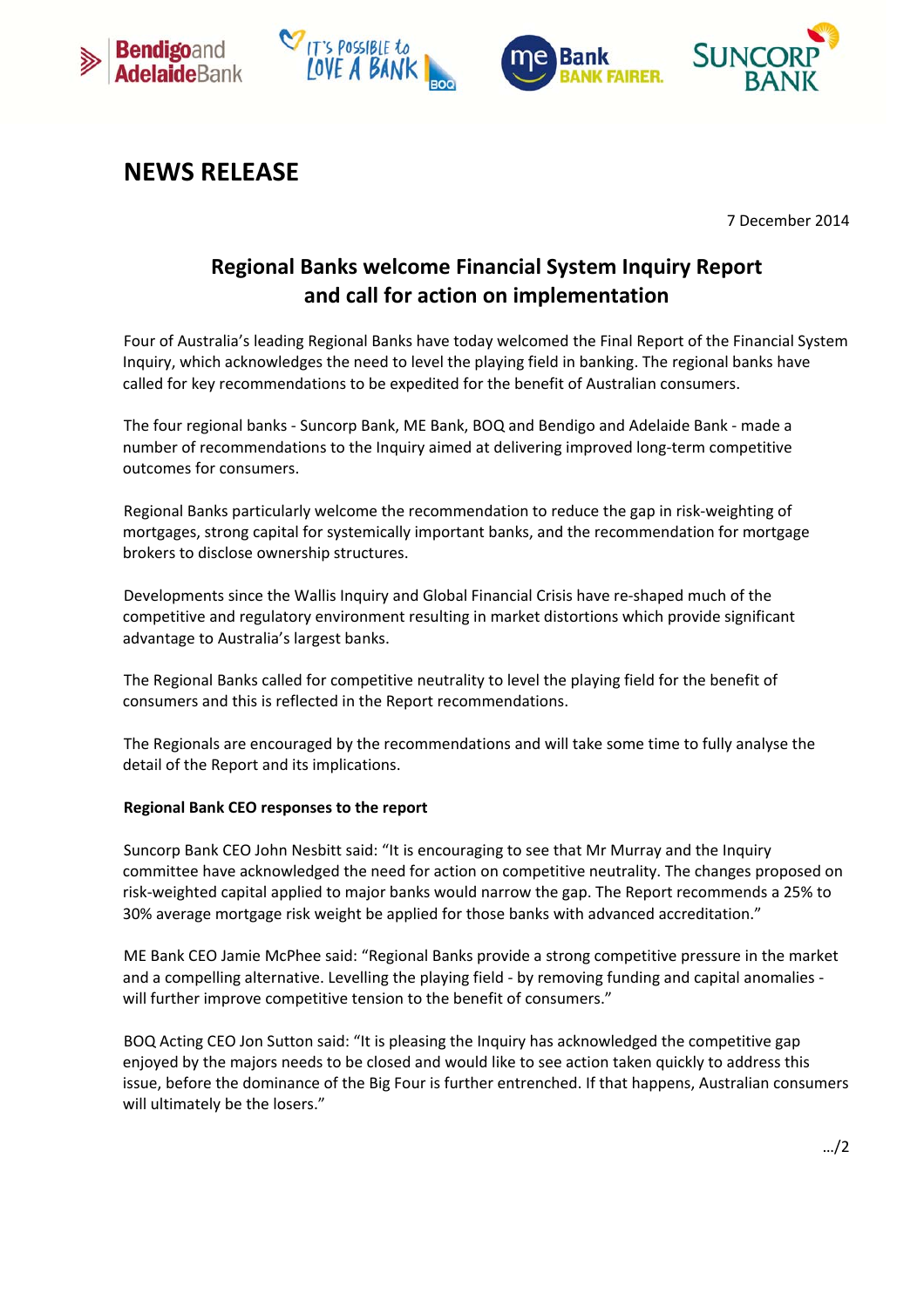# NEWS RELEASE

7 December 2014

## Regional Banks welcome Financial System Inquiry Report and call for action on implementation

Four of Australia's leading Regional Banks have today welcomed the Final Report of the Financial System Inquiry, which acknowledges the need to level the playing field in banking. The regional banks have called for key recommendations to be expedited for the benefit of Australian consumers.

The four regional banks - Suncorp Bank, ME Bank, BOQ and Bendigo and Adelaide Bank - made a number of recommendations to the Inquiry aimed at delivering improved long-term competitive outcomes for consumers.

Regional Banks particularly welcome the recommendation to reduce the gap in risk-weighting of mortgages, strong capital for systemically important banks, and the recommendation for mortgage brokers to disclose ownership structures.

Developments since the Wallis Inquiry and Global Financial Crisis have re-shaped much of the competitive and regulatory environment resulting in market distortions which provide significant advantage to Australia's largest banks.

The Regional Banks called for competitive neutrality to level the playing field for the benefit of consumers and this is reflected in the Report recommendations.

The Regionals are encouraged by the recommendations and will take some time to fully analyse the detail of the Report and its implications.

**Regional Bank CEO responses to the report**

Suncorp Bank CEO John Nesbitt said: "It is encouraging to see that Mr Murray and the Inquiry committee have acknowledged the need for action on competitive neutrality. The changes proposed on risk-weighted capital applied to major banks would narrow the gap. The Report recommends a 25% to 30% average mortgage risk weight be applied for those banks with advanced accreditation."

ME Bank CEO Jamie McPhee said: "Regional Banks provide a strong competitive pressure in the market and a compelling alternative. Levelling the playing field - by removing funding and capital anomalies - will further improve competitive tension to the benefit of consumers."

BOQ Acting CEO Jon Sutton said: "It is pleasing the Inquiry has acknowledged the competitive gap enjoyed by the majors needs to be closed and would like to see action taken quickly to address this issue, before the dominance of the Big Four is further entrenched. If that happens, Australian consumers will ultimately be the losers."

.../2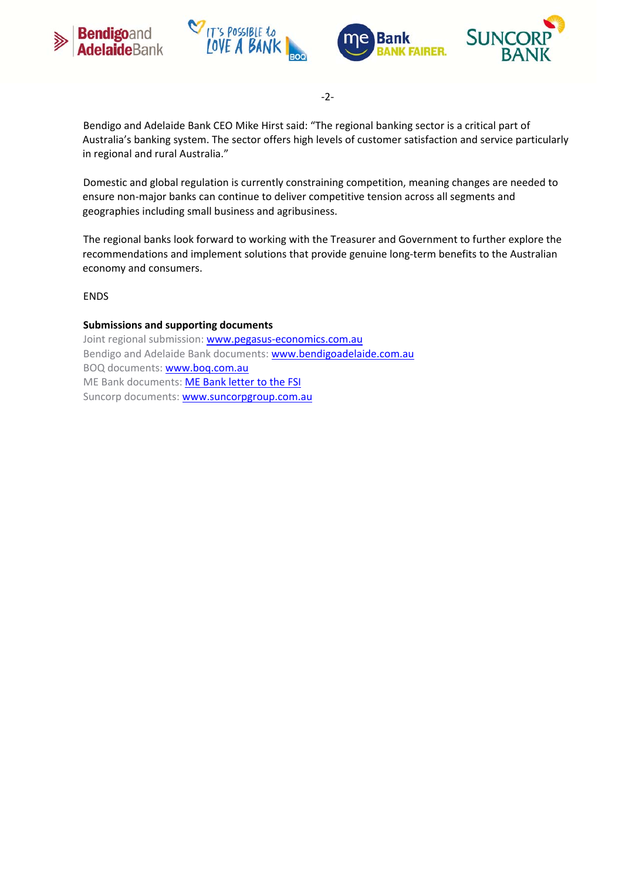Bendigo and Adelaide Bank CEO Mike Hirst said: “The regional banking sector is a critical part of Australia’s banking system. The sector offers high levels of customer satisfaction and service particularly in regional and rural Australia.”

Domestic and global regulation is currently constraining competition, meaning changes are needed to ensure non-major banks can continue to deliver competitive tension across all segments and geographies including small business and agribusiness.

The regional banks look forward to working with the Treasurer and Government to further explore the recommendations and implement solutions that provide genuine long-term benefits to the Australian economy and consumers.

ENDS

**Submissions and supporting documents**

Joint regional submission: www.pegasus-economics.com.au
Bendigo and Adelaide Bank documents: www.bendigoadelaide.com.au
BOQ documents: www.boq.com.au
ME Bank documents: ME Bank letter to the FSI
Suncorp documents: www.suncorpgroup.com.au